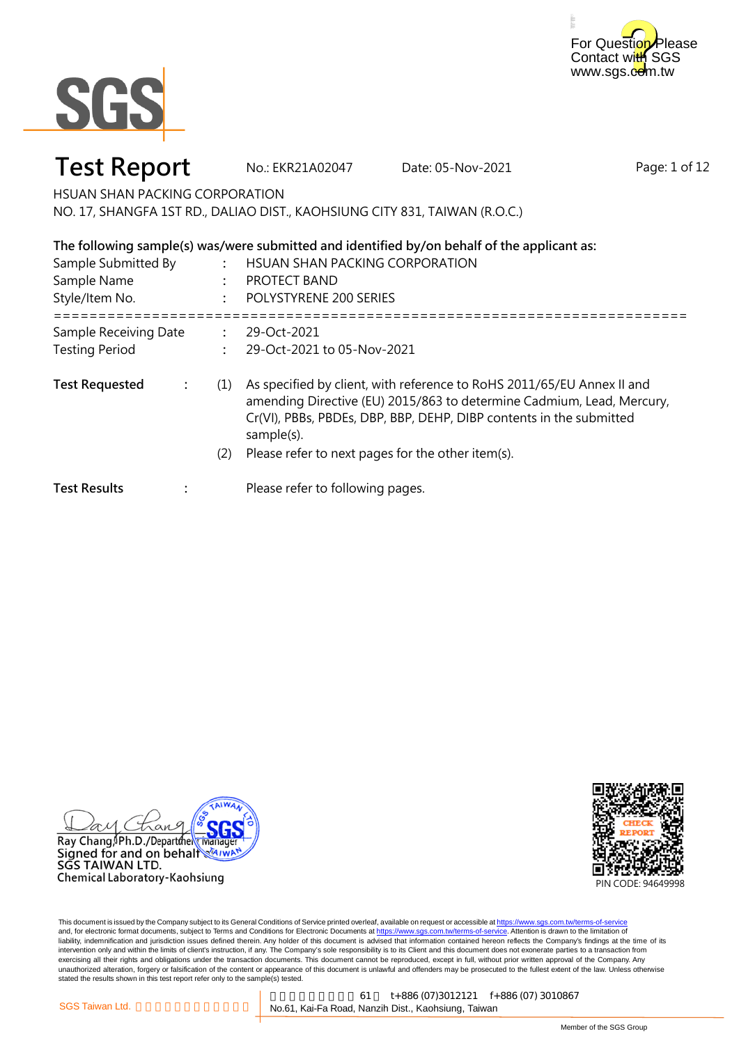For Question Please Contact with SGS
www.sgs.com.tw

SGS

# Test Report

No.: EKR21A02047 Date: 05-Nov-2021

HSUAN SHAN PACKING CORPORATION
NO. 17, SHANGFA 1ST RD., DALIAO DIST., KAOHSIUNG CITY 831, TAIWAN (R.O.C.)

**The following sample(s) was/were submitted and identified by/on behalf of the applicant as:**

| | | |
|---|---|---|
| Sample Submitted By | : | HSUAN SHAN PACKING CORPORATION |
| Sample Name | : | PROTECT BAND |
| Style/Item No. | : | POLYSTYRENE 200 SERIES |

==========================================================================

| | | |
|---|---|---|
| Sample Receiving Date | : | 29-Oct-2021 |
| Testing Period | : | 29-Oct-2021 to 05-Nov-2021 |

**Test Requested** :

(1) As specified by client, with reference to RoHS 2011/65/EU Annex II and amending Directive (EU) 2015/863 to determine Cadmium, Lead, Mercury, Cr(VI), PBBs, PBDEs, DBP, BBP, DEHP, DIBP contents in the submitted sample(s).

(2) Please refer to next pages for the other item(s).

**Test Results** : Please refer to following pages.

Ray Chang, Ph.D./Department Manager
Signed for and on behalf of
SGS TAIWAN LTD.
Chemical Laboratory-Kaohsiung

CHECK REPORT
PIN CODE: 94649998

This document is issued by the Company subject to its General Conditions of Service printed overleaf, available on request or accessible at https://www.sgs.com.tw/terms-of-service and, for electronic format documents, subject to Terms and Conditions for Electronic Documents at https://www.sgs.com.tw/terms-of-service. Attention is drawn to the limitation of liability, indemnification and jurisdiction issues defined therein. Any holder of this document is advised that information contained hereon reflects the Company's findings at the time of its intervention only and within the limits of client's instruction, if any. The Company's sole responsibility is to its Client and this document does not exonerate parties to a transaction from exercising all their rights and obligations under the transaction documents. This document cannot be reproduced, except in full, without prior written approval of the Company. Any unauthorized alteration, forgery or falsification of the content or appearance of this document is unlawful and offenders may be prosecuted to the fullest extent of the law. Unless otherwise stated the results shown in this test report refer only to the sample(s) tested.

SGS Taiwan Ltd. | 61 t+886 (07)3012121 f+886 (07) 3010867
No.61, Kai-Fa Road, Nanzih Dist., Kaohsiung, Taiwan

Member of the SGS Group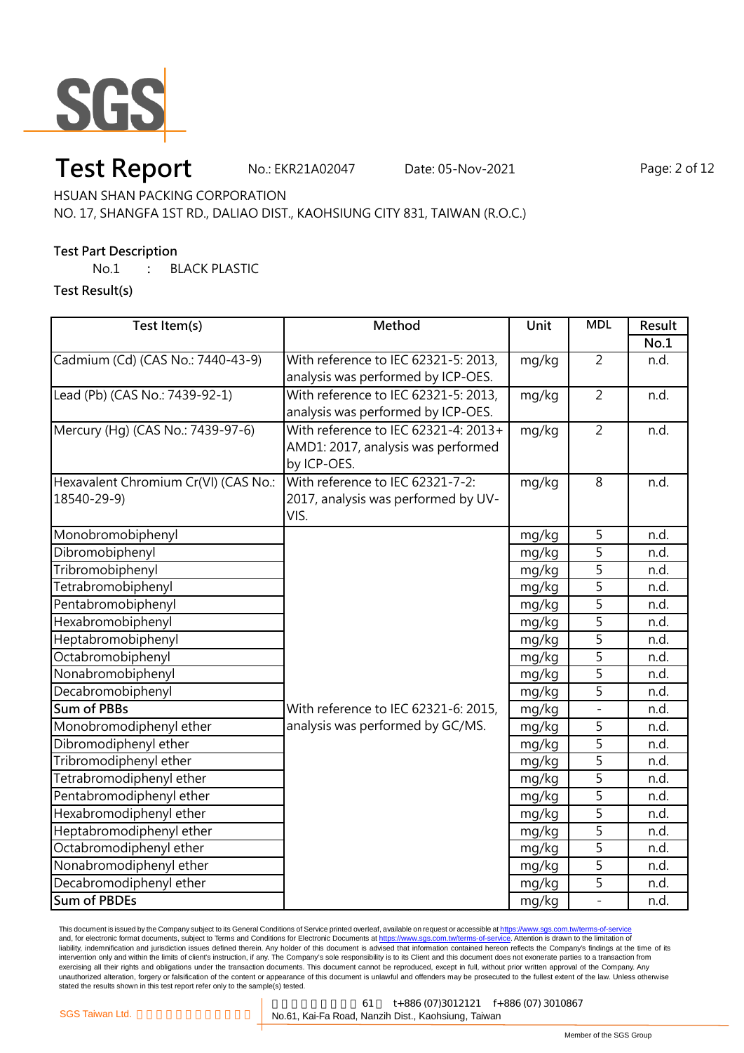# Test Report

No.: EKR21A02047 Date: 05-Nov-2021

HSUAN SHAN PACKING CORPORATION
NO. 17, SHANGFA 1ST RD., DALIAO DIST., KAOHSIUNG CITY 831, TAIWAN (R.O.C.)

**Test Part Description**

No.1 : BLACK PLASTIC

**Test Result(s)**

| Test Item(s) | Method | Unit | MDL | Result |
|---|---|---|---|---|
| | | | | No.1 |
| Cadmium (Cd) (CAS No.: 7440-43-9) | With reference to IEC 62321-5: 2013, analysis was performed by ICP-OES. | mg/kg | 2 | n.d. |
| Lead (Pb) (CAS No.: 7439-92-1) | With reference to IEC 62321-5: 2013, analysis was performed by ICP-OES. | mg/kg | 2 | n.d. |
| Mercury (Hg) (CAS No.: 7439-97-6) | With reference to IEC 62321-4: 2013+ AMD1: 2017, analysis was performed by ICP-OES. | mg/kg | 2 | n.d. |
| Hexavalent Chromium Cr(VI) (CAS No.: 18540-29-9) | With reference to IEC 62321-7-2: 2017, analysis was performed by UV-VIS. | mg/kg | 8 | n.d. |
| Monobromobiphenyl | With reference to IEC 62321-6: 2015, analysis was performed by GC/MS. | mg/kg | 5 | n.d. |
| Dibromobiphenyl | | mg/kg | 5 | n.d. |
| Tribromobiphenyl | | mg/kg | 5 | n.d. |
| Tetrabromobiphenyl | | mg/kg | 5 | n.d. |
| Pentabromobiphenyl | | mg/kg | 5 | n.d. |
| Hexabromobiphenyl | | mg/kg | 5 | n.d. |
| Heptabromobiphenyl | | mg/kg | 5 | n.d. |
| Octabromobiphenyl | | mg/kg | 5 | n.d. |
| Nonabromobiphenyl | | mg/kg | 5 | n.d. |
| Decabromobiphenyl | | mg/kg | 5 | n.d. |
| **Sum of PBBs** | | mg/kg | - | n.d. |
| Monobromodiphenyl ether | | mg/kg | 5 | n.d. |
| Dibromodiphenyl ether | | mg/kg | 5 | n.d. |
| Tribromodiphenyl ether | | mg/kg | 5 | n.d. |
| Tetrabromodiphenyl ether | | mg/kg | 5 | n.d. |
| Pentabromodiphenyl ether | | mg/kg | 5 | n.d. |
| Hexabromodiphenyl ether | | mg/kg | 5 | n.d. |
| Heptabromodiphenyl ether | | mg/kg | 5 | n.d. |
| Octabromodiphenyl ether | | mg/kg | 5 | n.d. |
| Nonabromodiphenyl ether | | mg/kg | 5 | n.d. |
| Decabromodiphenyl ether | | mg/kg | 5 | n.d. |
| **Sum of PBDEs** | | mg/kg | - | n.d. |

This document is issued by the Company subject to its General Conditions of Service printed overleaf, available on request or accessible at https://www.sgs.com.tw/terms-of-service and, for electronic format documents, subject to Terms and Conditions for Electronic Documents at https://www.sgs.com.tw/terms-of-service. Attention is drawn to the limitation of liability, indemnification and jurisdiction issues defined therein. Any holder of this document is advised that information contained hereon reflects the Company's findings at the time of its intervention only and within the limits of client's instruction, if any. The Company's sole responsibility is to its Client and this document does not exonerate parties to a transaction from exercising all their rights and obligations under the transaction documents. This document cannot be reproduced, except in full, without prior written approval of the Company. Any unauthorized alteration, forgery or falsification of the content or appearance of this document is unlawful and offenders may be prosecuted to the fullest extent of the law. Unless otherwise stated the results shown in this test report refer only to the sample(s) tested.

SGS Taiwan Ltd. | 61 t+886 (07)3012121 f+886 (07) 3010867
No.61, Kai-Fa Road, Nanzih Dist., Kaohsiung, Taiwan

Member of the SGS Group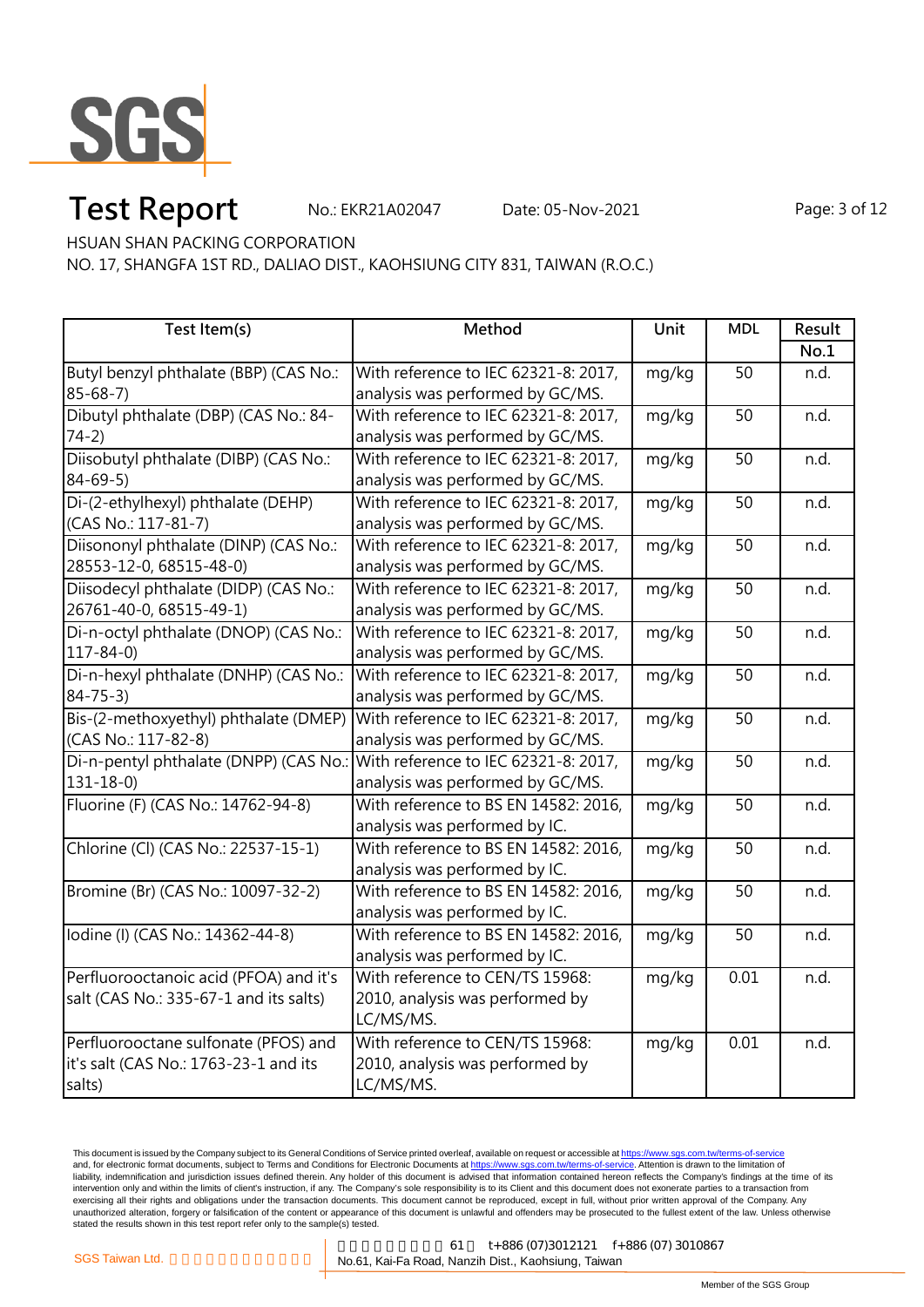# Test Report

No.: EKR21A02047    Date: 05-Nov-2021

HSUAN SHAN PACKING CORPORATION

NO. 17, SHANGFA 1ST RD., DALIAO DIST., KAOHSIUNG CITY 831, TAIWAN (R.O.C.)

| Test Item(s) | Method | Unit | MDL | Result |
|---|---|---|---|---|
| | | | | No.1 |
| Butyl benzyl phthalate (BBP) (CAS No.: 85-68-7) | With reference to IEC 62321-8: 2017, analysis was performed by GC/MS. | mg/kg | 50 | n.d. |
| Dibutyl phthalate (DBP) (CAS No.: 84-74-2) | With reference to IEC 62321-8: 2017, analysis was performed by GC/MS. | mg/kg | 50 | n.d. |
| Diisobutyl phthalate (DIBP) (CAS No.: 84-69-5) | With reference to IEC 62321-8: 2017, analysis was performed by GC/MS. | mg/kg | 50 | n.d. |
| Di-(2-ethylhexyl) phthalate (DEHP) (CAS No.: 117-81-7) | With reference to IEC 62321-8: 2017, analysis was performed by GC/MS. | mg/kg | 50 | n.d. |
| Diisononyl phthalate (DINP) (CAS No.: 28553-12-0, 68515-48-0) | With reference to IEC 62321-8: 2017, analysis was performed by GC/MS. | mg/kg | 50 | n.d. |
| Diisodecyl phthalate (DIDP) (CAS No.: 26761-40-0, 68515-49-1) | With reference to IEC 62321-8: 2017, analysis was performed by GC/MS. | mg/kg | 50 | n.d. |
| Di-n-octyl phthalate (DNOP) (CAS No.: 117-84-0) | With reference to IEC 62321-8: 2017, analysis was performed by GC/MS. | mg/kg | 50 | n.d. |
| Di-n-hexyl phthalate (DNHP) (CAS No.: 84-75-3) | With reference to IEC 62321-8: 2017, analysis was performed by GC/MS. | mg/kg | 50 | n.d. |
| Bis-(2-methoxyethyl) phthalate (DMEP) (CAS No.: 117-82-8) | With reference to IEC 62321-8: 2017, analysis was performed by GC/MS. | mg/kg | 50 | n.d. |
| Di-n-pentyl phthalate (DNPP) (CAS No.: 131-18-0) | With reference to IEC 62321-8: 2017, analysis was performed by GC/MS. | mg/kg | 50 | n.d. |
| Fluorine (F) (CAS No.: 14762-94-8) | With reference to BS EN 14582: 2016, analysis was performed by IC. | mg/kg | 50 | n.d. |
| Chlorine (Cl) (CAS No.: 22537-15-1) | With reference to BS EN 14582: 2016, analysis was performed by IC. | mg/kg | 50 | n.d. |
| Bromine (Br) (CAS No.: 10097-32-2) | With reference to BS EN 14582: 2016, analysis was performed by IC. | mg/kg | 50 | n.d. |
| Iodine (I) (CAS No.: 14362-44-8) | With reference to BS EN 14582: 2016, analysis was performed by IC. | mg/kg | 50 | n.d. |
| Perfluorooctanoic acid (PFOA) and it's salt (CAS No.: 335-67-1 and its salts) | With reference to CEN/TS 15968: 2010, analysis was performed by LC/MS/MS. | mg/kg | 0.01 | n.d. |
| Perfluorooctane sulfonate (PFOS) and it's salt (CAS No.: 1763-23-1 and its salts) | With reference to CEN/TS 15968: 2010, analysis was performed by LC/MS/MS. | mg/kg | 0.01 | n.d. |

This document is issued by the Company subject to its General Conditions of Service printed overleaf, available on request or accessible at https://www.sgs.com.tw/terms-of-service and, for electronic format documents, subject to Terms and Conditions for Electronic Documents at https://www.sgs.com.tw/terms-of-service. Attention is drawn to the limitation of liability, indemnification and jurisdiction issues defined therein. Any holder of this document is advised that information contained hereon reflects the Company's findings at the time of its intervention only and within the limits of client's instruction, if any. The Company's sole responsibility is to its Client and this document does not exonerate parties to a transaction from exercising all their rights and obligations under the transaction documents. This document cannot be reproduced, except in full, without prior written approval of the Company. Any unauthorized alteration, forgery or falsification of the content or appearance of this document is unlawful and offenders may be prosecuted to the fullest extent of the law. Unless otherwise stated the results shown in this test report refer only to the sample(s) tested.

SGS Taiwan Ltd. | 61 t+886 (07)3012121 f+886 (07) 3010867 | No.61, Kai-Fa Road, Nanzih Dist., Kaohsiung, Taiwan

Member of the SGS Group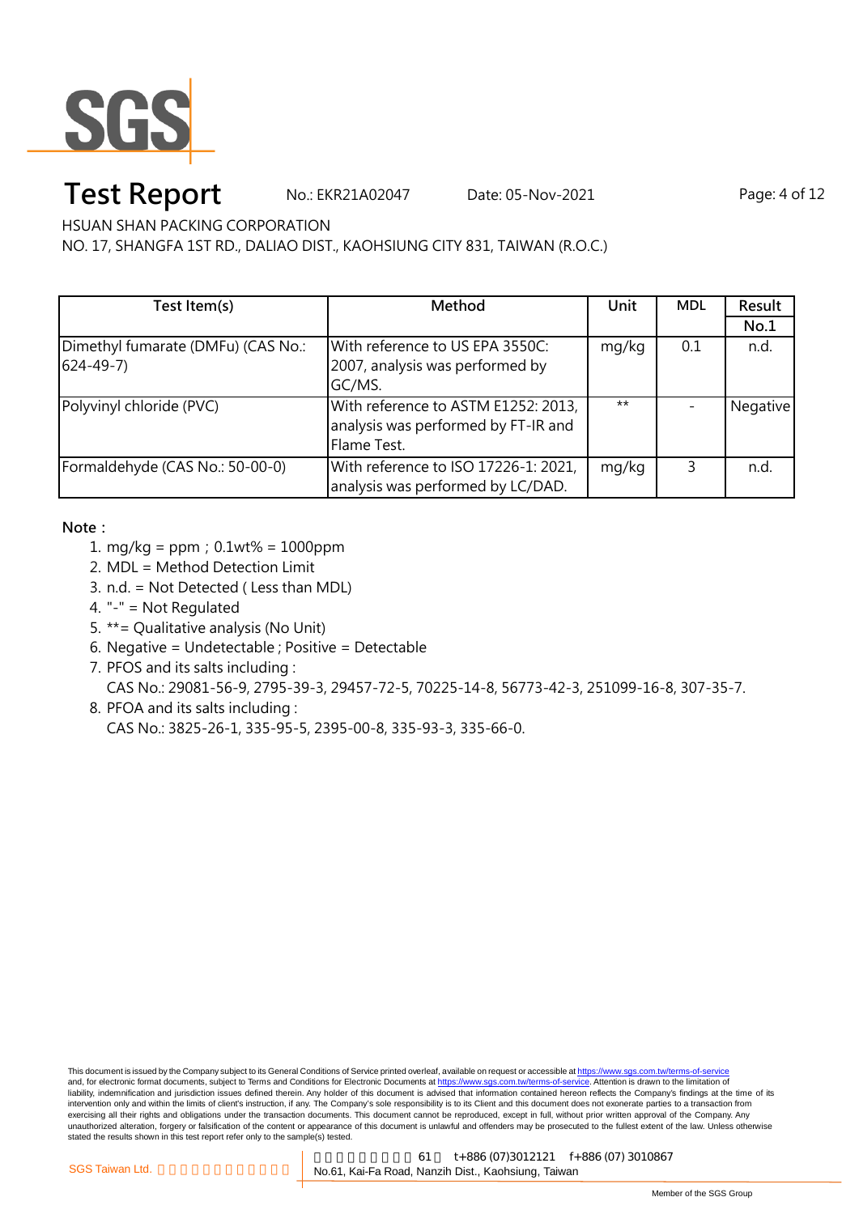# Test Report

No.: EKR21A02047 Date: 05-Nov-2021

HSUAN SHAN PACKING CORPORATION

NO. 17, SHANGFA 1ST RD., DALIAO DIST., KAOHSIUNG CITY 831, TAIWAN (R.O.C.)

| Test Item(s) | Method | Unit | MDL | Result |
|---|---|---|---|---|
| | | | | No.1 |
| Dimethyl fumarate (DMFu) (CAS No.: 624-49-7) | With reference to US EPA 3550C: 2007, analysis was performed by GC/MS. | mg/kg | 0.1 | n.d. |
| Polyvinyl chloride (PVC) | With reference to ASTM E1252: 2013, analysis was performed by FT-IR and Flame Test. | ** | - | Negative |
| Formaldehyde (CAS No.: 50-00-0) | With reference to ISO 17226-1: 2021, analysis was performed by LC/DAD. | mg/kg | 3 | n.d. |

**Note：**

1. mg/kg = ppm；0.1wt% = 1000ppm
2. MDL = Method Detection Limit
3. n.d. = Not Detected ( Less than MDL)
4. "-" = Not Regulated
5. **= Qualitative analysis (No Unit)
6. Negative = Undetectable ; Positive = Detectable
7. PFOS and its salts including :
   CAS No.: 29081-56-9, 2795-39-3, 29457-72-5, 70225-14-8, 56773-42-3, 251099-16-8, 307-35-7.
8. PFOA and its salts including :
   CAS No.: 3825-26-1, 335-95-5, 2395-00-8, 335-93-3, 335-66-0.

This document is issued by the Company subject to its General Conditions of Service printed overleaf, available on request or accessible at https://www.sgs.com.tw/terms-of-service and, for electronic format documents, subject to Terms and Conditions for Electronic Documents at https://www.sgs.com.tw/terms-of-service. Attention is drawn to the limitation of liability, indemnification and jurisdiction issues defined therein. Any holder of this document is advised that information contained hereon reflects the Company's findings at the time of its intervention only and within the limits of client's instruction, if any. The Company's sole responsibility is to its Client and this document does not exonerate parties to a transaction from exercising all their rights and obligations under the transaction documents. This document cannot be reproduced, except in full, without prior written approval of the Company. Any unauthorized alteration, forgery or falsification of the content or appearance of this document is unlawful and offenders may be prosecuted to the fullest extent of the law. Unless otherwise stated the results shown in this test report refer only to the sample(s) tested.

SGS Taiwan Ltd. | No.61, Kai-Fa Road, Nanzih Dist., Kaohsiung, Taiwan | t+886 (07)3012121 f+886 (07) 3010867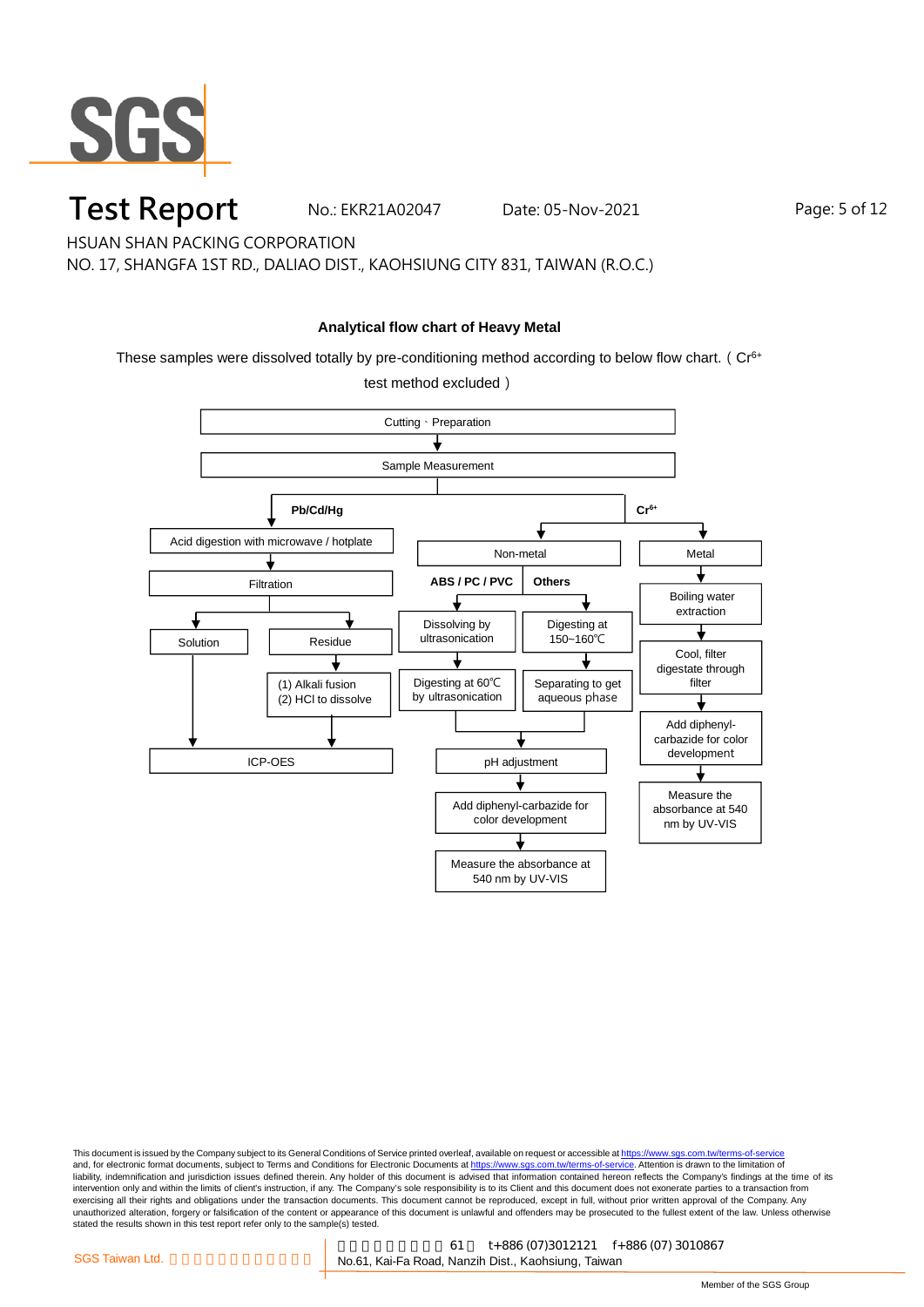# Test Report

No.: EKR21A02047 Date: 05-Nov-2021

HSUAN SHAN PACKING CORPORATION
NO. 17, SHANGFA 1ST RD., DALIAO DIST., KAOHSIUNG CITY 831, TAIWAN (R.O.C.)

**Analytical flow chart of Heavy Metal**

These samples were dissolved totally by pre-conditioning method according to below flow chart. ( $Cr^{6+}$ test method excluded )

Cutting、Preparation
→ Sample Measurement

**Pb/Cd/Hg**
- Acid digestion with microwave / hotplate
- → Filtration
  - Solution → ICP-OES
  - Residue → (1) Alkali fusion (2) HCl to dissolve → ICP-OES

**$Cr^{6+}$**
- Non-metal
  - **ABS / PC / PVC**: Dissolving by ultrasonication → Digesting at 60℃ by ultrasonication → pH adjustment
  - **Others**: Digesting at 150~160℃ → Separating to get aqueous phase → pH adjustment
  - → Add diphenyl-carbazide for color development → Measure the absorbance at 540 nm by UV-VIS
- Metal
  - Boiling water extraction → Cool, filter digestate through filter → Add diphenyl-carbazide for color development → Measure the absorbance at 540 nm by UV-VIS

This document is issued by the Company subject to its General Conditions of Service printed overleaf, available on request or accessible at https://www.sgs.com.tw/terms-of-service and, for electronic format documents, subject to Terms and Conditions for Electronic Documents at https://www.sgs.com.tw/terms-of-service. Attention is drawn to the limitation of liability, indemnification and jurisdiction issues defined therein. Any holder of this document is advised that information contained hereon reflects the Company's findings at the time of its intervention only and within the limits of client's instruction, if any. The Company's sole responsibility is to its Client and this document does not exonerate parties to a transaction from exercising all their rights and obligations under the transaction documents. This document cannot be reproduced, except in full, without prior written approval of the Company. Any unauthorized alteration, forgery or falsification of the content or appearance of this document is unlawful and offenders may be prosecuted to the fullest extent of the law. Unless otherwise stated the results shown in this test report refer only to the sample(s) tested.

SGS Taiwan Ltd. | 61 t+886 (07)3012121 f+886 (07) 3010867 | No.61, Kai-Fa Road, Nanzih Dist., Kaohsiung, Taiwan

Member of the SGS Group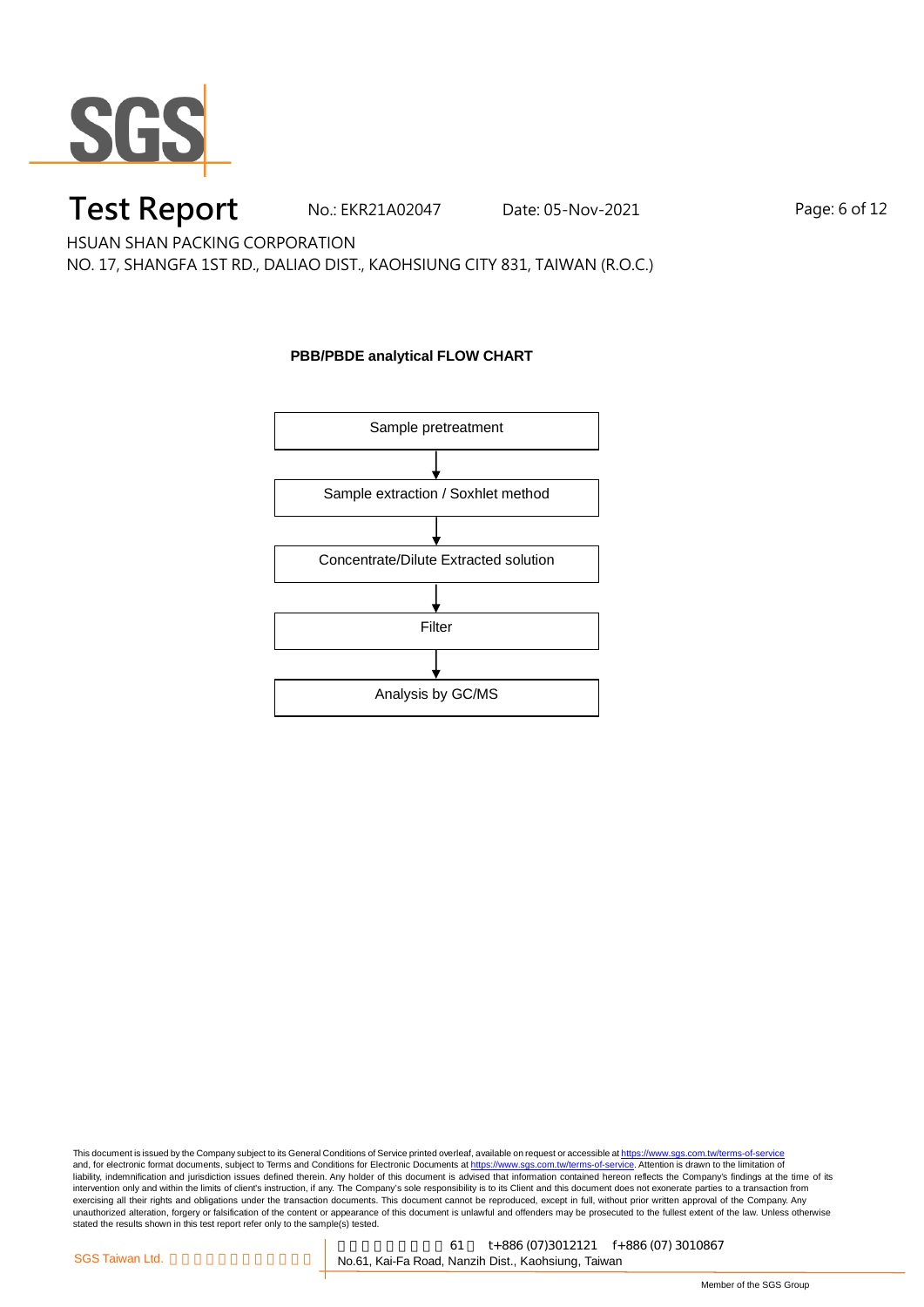# Test Report

No.: EKR21A02047 Date: 05-Nov-2021

HSUAN SHAN PACKING CORPORATION

NO. 17, SHANGFA 1ST RD., DALIAO DIST., KAOHSIUNG CITY 831, TAIWAN (R.O.C.)

**PBB/PBDE analytical FLOW CHART**

Sample pretreatment

↓

Sample extraction / Soxhlet method

↓

Concentrate/Dilute Extracted solution

↓

Filter

↓

Analysis by GC/MS

This document is issued by the Company subject to its General Conditions of Service printed overleaf, available on request or accessible at https://www.sgs.com.tw/terms-of-service and, for electronic format documents, subject to Terms and Conditions for Electronic Documents at https://www.sgs.com.tw/terms-of-service. Attention is drawn to the limitation of liability, indemnification and jurisdiction issues defined therein. Any holder of this document is advised that information contained hereon reflects the Company's findings at the time of its intervention only and within the limits of client's instruction, if any. The Company's sole responsibility is to its Client and this document does not exonerate parties to a transaction from exercising all their rights and obligations under the transaction documents. This document cannot be reproduced, except in full, without prior written approval of the Company. Any unauthorized alteration, forgery or falsification of the content or appearance of this document is unlawful and offenders may be prosecuted to the fullest extent of the law. Unless otherwise stated the results shown in this test report refer only to the sample(s) tested.

SGS Taiwan Ltd. 61 t+886 (07)3012121 f+886 (07) 3010867

No.61, Kai-Fa Road, Nanzih Dist., Kaohsiung, Taiwan

Member of the SGS Group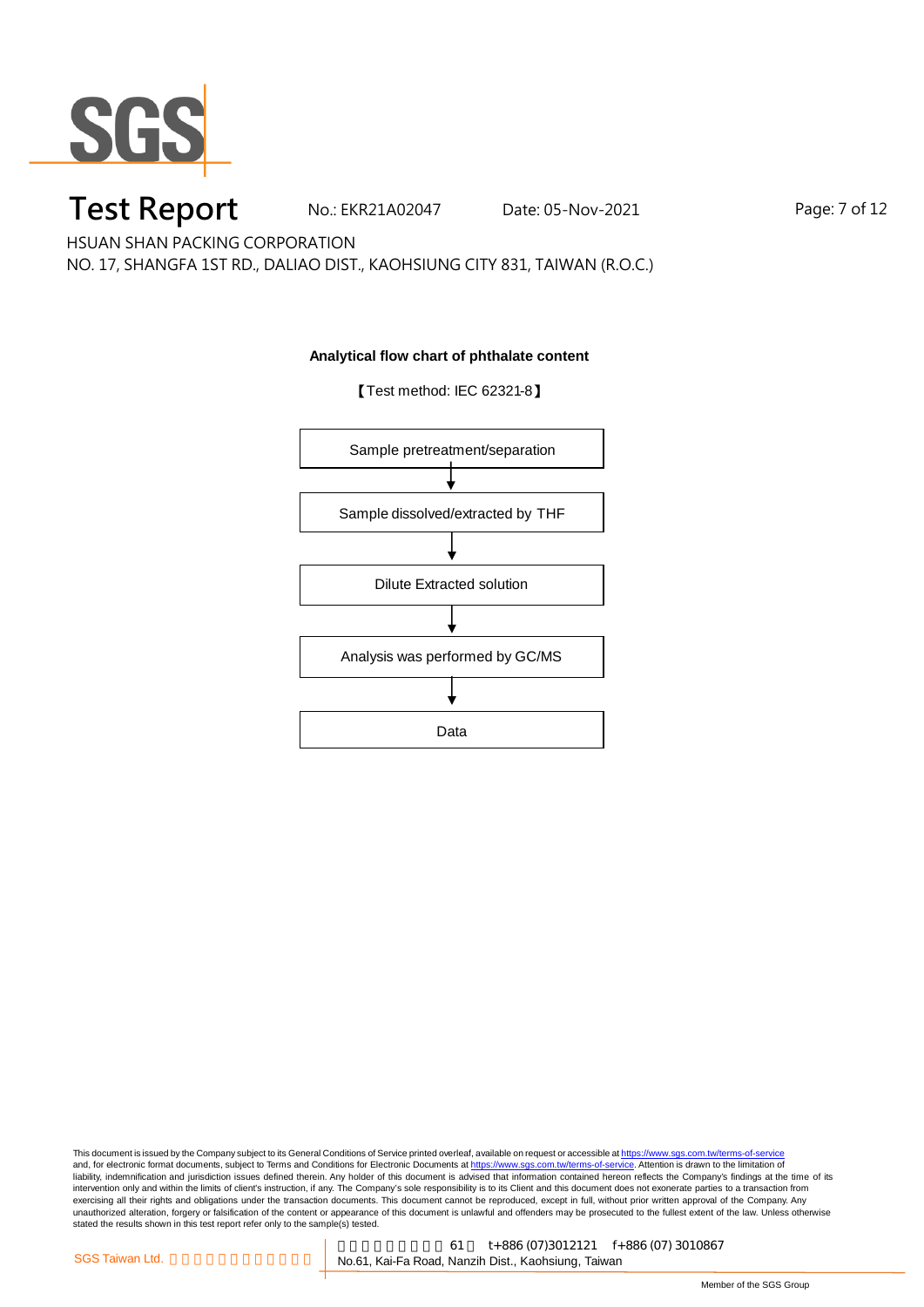# Test Report

No.: EKR21A02047 Date: 05-Nov-2021

HSUAN SHAN PACKING CORPORATION

NO. 17, SHANGFA 1ST RD., DALIAO DIST., KAOHSIUNG CITY 831, TAIWAN (R.O.C.)

**Analytical flow chart of phthalate content**

【Test method: IEC 62321-8】

Sample pretreatment/separation

↓

Sample dissolved/extracted by THF

↓

Dilute Extracted solution

↓

Analysis was performed by GC/MS

↓

Data

This document is issued by the Company subject to its General Conditions of Service printed overleaf, available on request or accessible at https://www.sgs.com.tw/terms-of-service and, for electronic format documents, subject to Terms and Conditions for Electronic Documents at https://www.sgs.com.tw/terms-of-service. Attention is drawn to the limitation of liability, indemnification and jurisdiction issues defined therein. Any holder of this document is advised that information contained hereon reflects the Company's findings at the time of its intervention only and within the limits of client's instruction, if any. The Company's sole responsibility is to its Client and this document does not exonerate parties to a transaction from exercising all their rights and obligations under the transaction documents. This document cannot be reproduced, except in full, without prior written approval of the Company. Any unauthorized alteration, forgery or falsification of the content or appearance of this document is unlawful and offenders may be prosecuted to the fullest extent of the law. Unless otherwise stated the results shown in this test report refer only to the sample(s) tested.

SGS Taiwan Ltd. | 61 t+886 (07)3012121 f+886 (07) 3010867 No.61, Kai-Fa Road, Nanzih Dist., Kaohsiung, Taiwan

Member of the SGS Group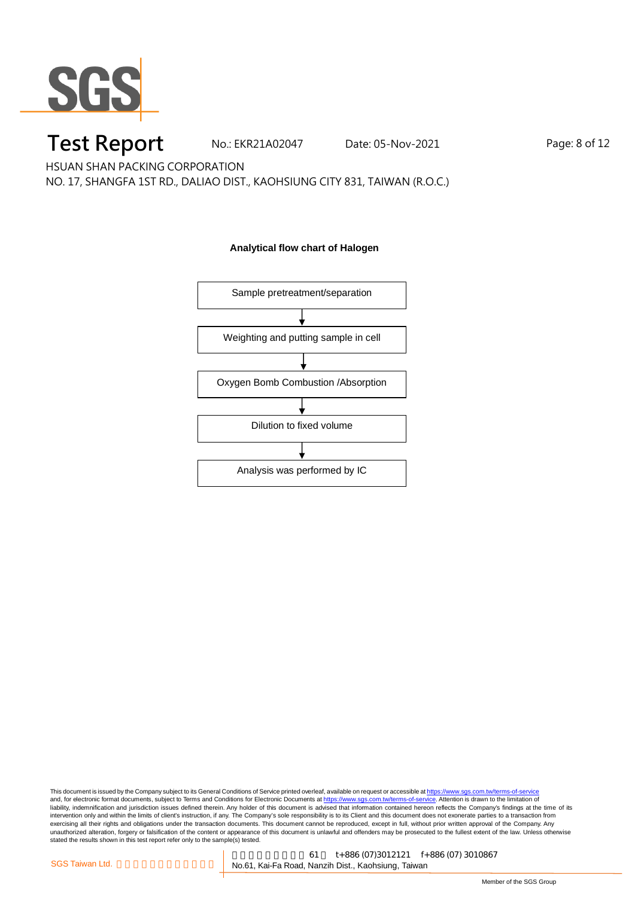**Analytical flow chart of Halogen**

Sample pretreatment/separation

↓

Weighting and putting sample in cell

↓

Oxygen Bomb Combustion /Absorption

↓

Dilution to fixed volume

↓

Analysis was performed by IC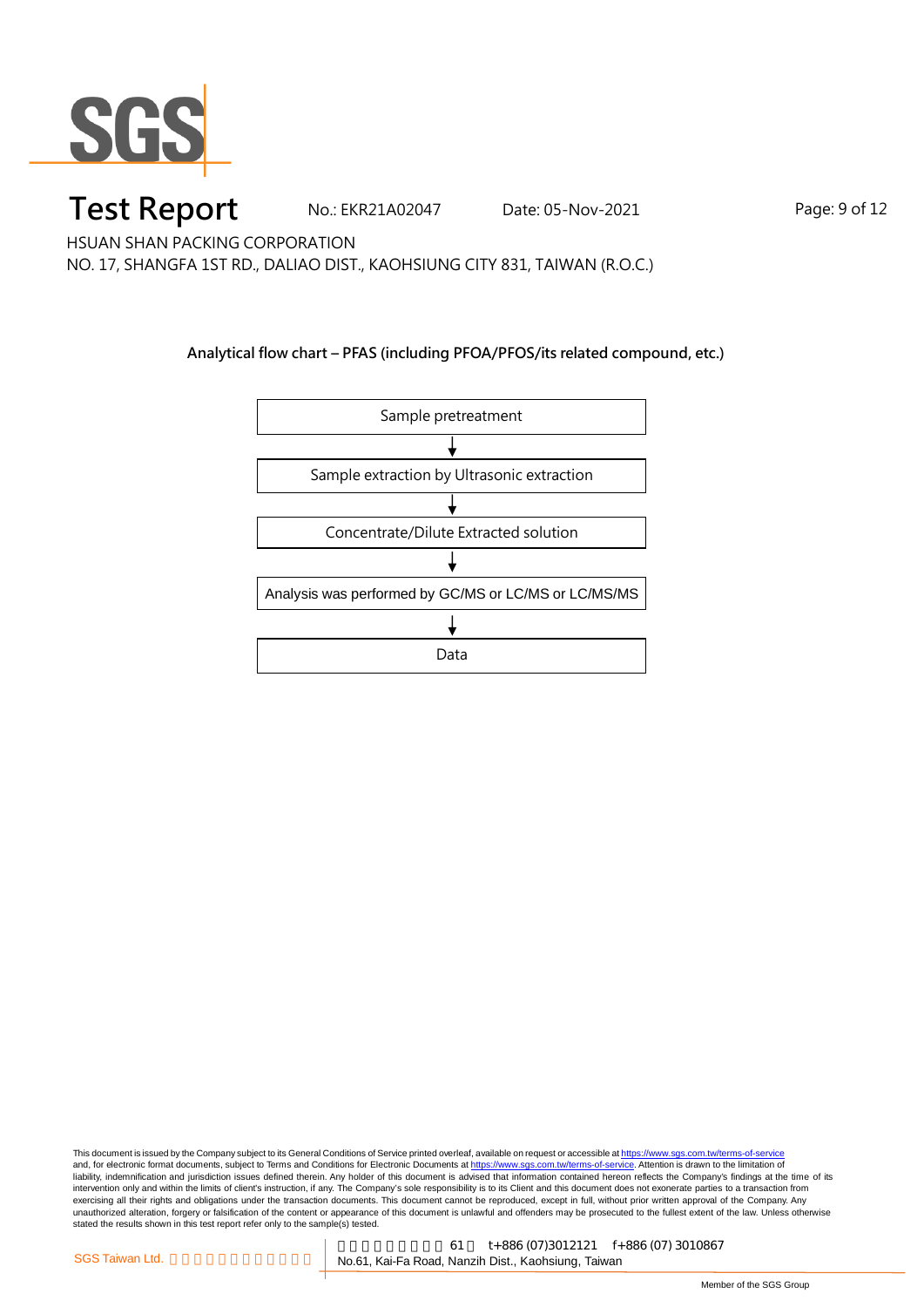**Analytical flow chart – PFAS (including PFOA/PFOS/its related compound, etc.)**

Sample pretreatment

↓

Sample extraction by Ultrasonic extraction

↓

Concentrate/Dilute Extracted solution

↓

Analysis was performed by GC/MS or LC/MS or LC/MS/MS

↓

Data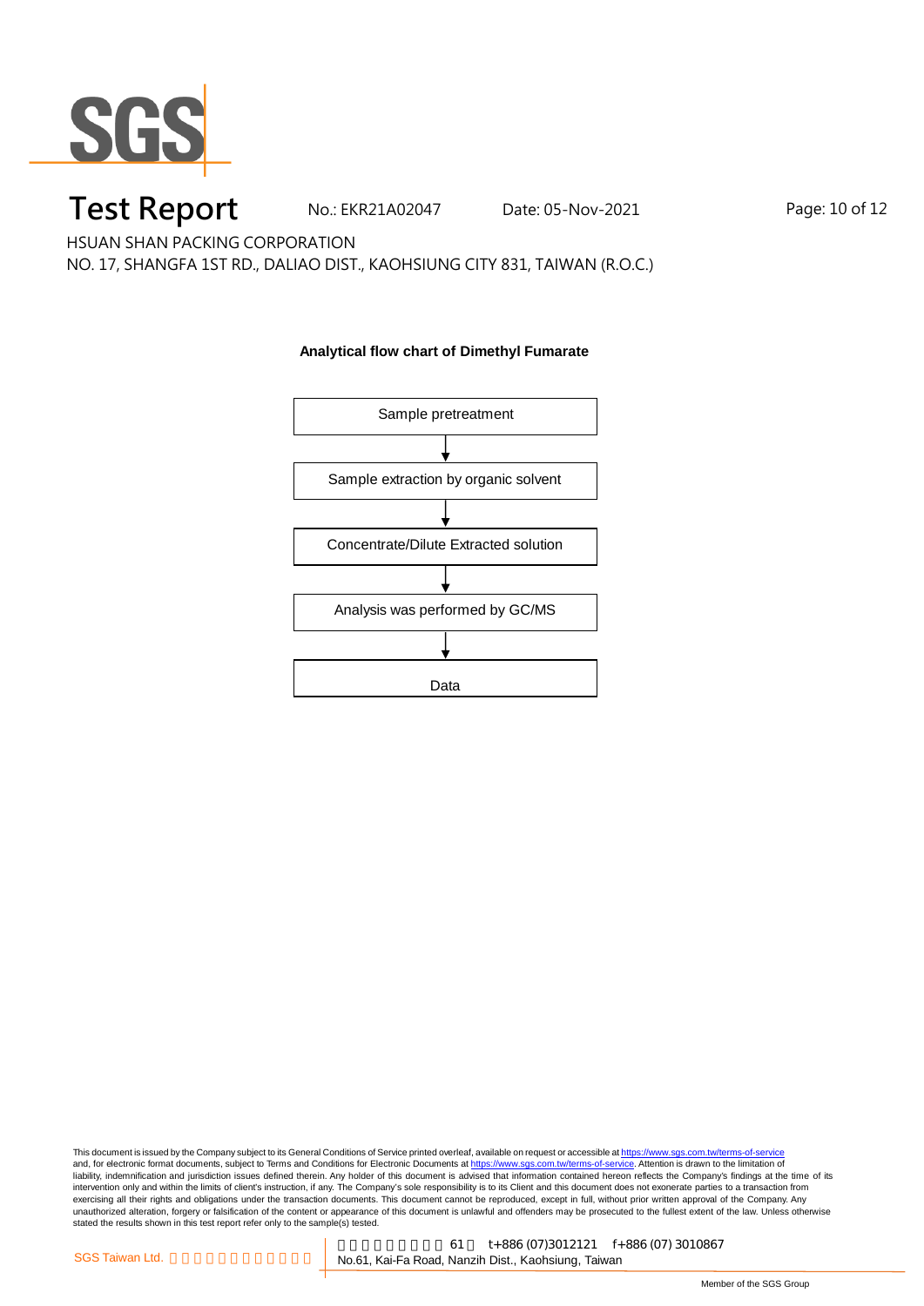# Test Report

No.: EKR21A02047 Date: 05-Nov-2021

HSUAN SHAN PACKING CORPORATION

NO. 17, SHANGFA 1ST RD., DALIAO DIST., KAOHSIUNG CITY 831, TAIWAN (R.O.C.)

**Analytical flow chart of Dimethyl Fumarate**

Sample pretreatment

↓

Sample extraction by organic solvent

↓

Concentrate/Dilute Extracted solution

↓

Analysis was performed by GC/MS

↓

Data

This document is issued by the Company subject to its General Conditions of Service printed overleaf, available on request or accessible at https://www.sgs.com.tw/terms-of-service and, for electronic format documents, subject to Terms and Conditions for Electronic Documents at https://www.sgs.com.tw/terms-of-service. Attention is drawn to the limitation of liability, indemnification and jurisdiction issues defined therein. Any holder of this document is advised that information contained hereon reflects the Company's findings at the time of its intervention only and within the limits of client's instruction, if any. The Company's sole responsibility is to its Client and this document does not exonerate parties to a transaction from exercising all their rights and obligations under the transaction documents. This document cannot be reproduced, except in full, without prior written approval of the Company. Any unauthorized alteration, forgery or falsification of the content or appearance of this document is unlawful and offenders may be prosecuted to the fullest extent of the law. Unless otherwise stated the results shown in this test report refer only to the sample(s) tested.

SGS Taiwan Ltd. | 61 t+886 (07)3012121 f+886 (07) 3010867 | No.61, Kai-Fa Road, Nanzih Dist., Kaohsiung, Taiwan

Member of the SGS Group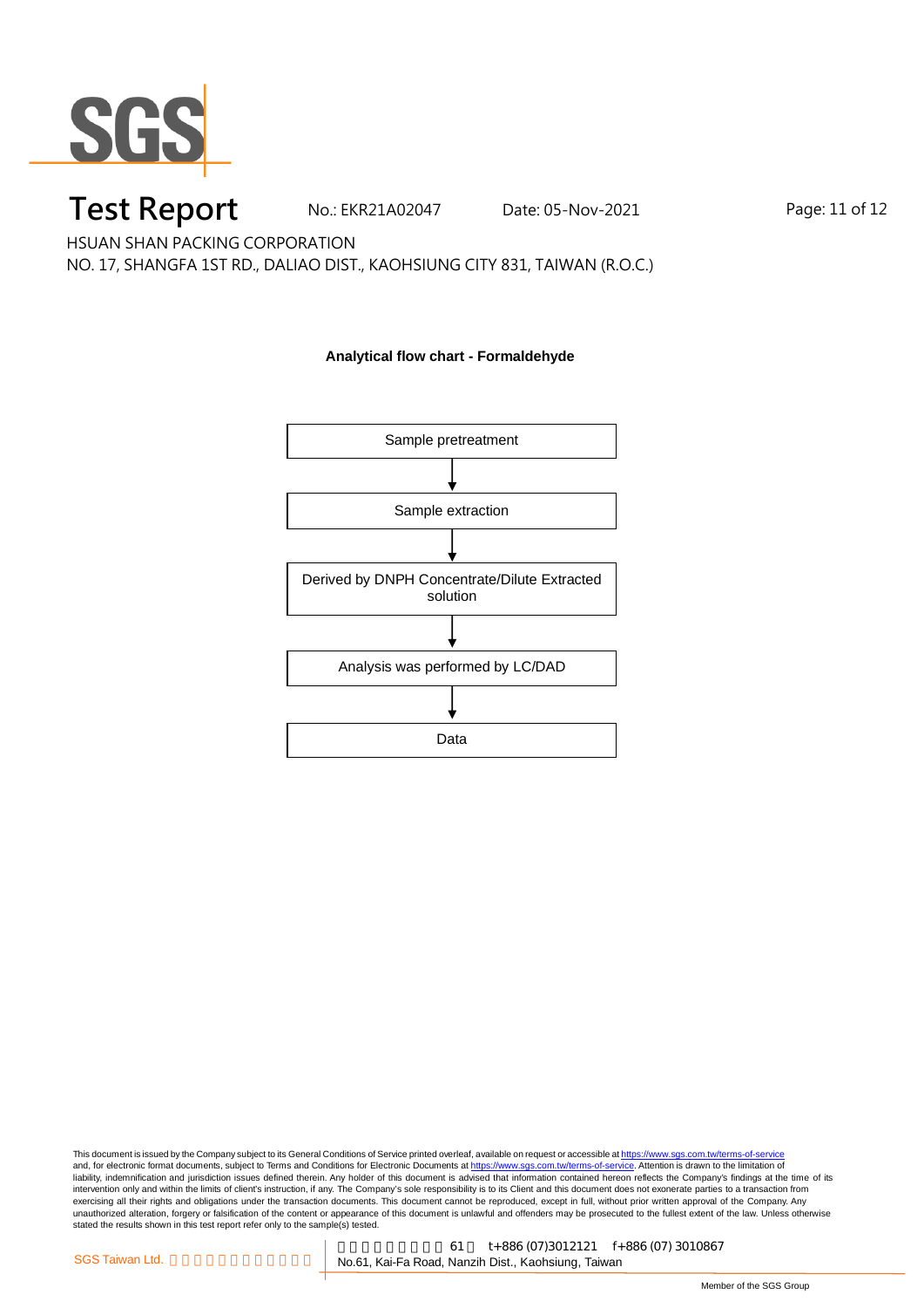**Analytical flow chart - Formaldehyde**

Sample pretreatment

↓

Sample extraction

↓

Derived by DNPH Concentrate/Dilute Extracted solution

↓

Analysis was performed by LC/DAD

↓

Data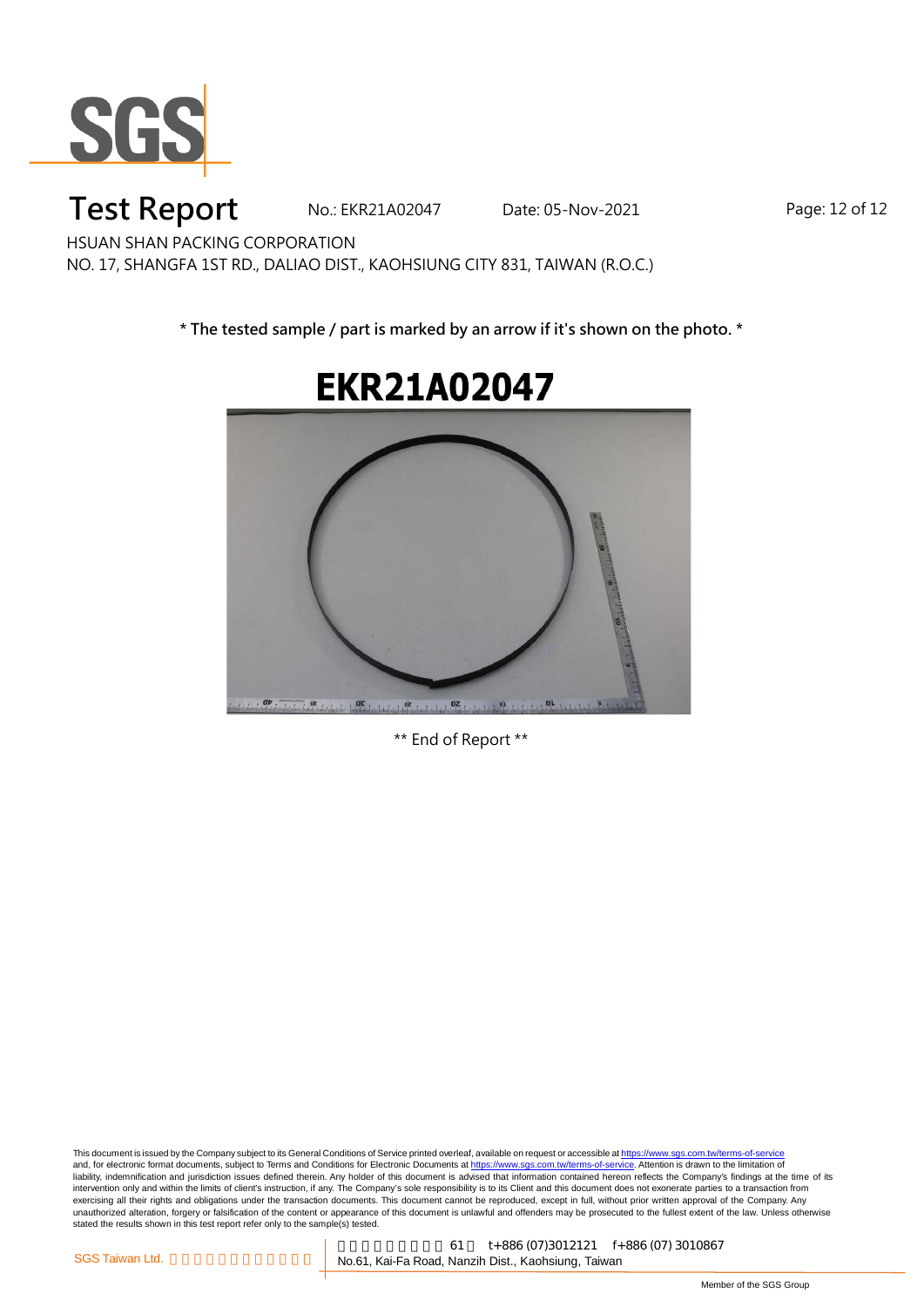# Test Report

No.: EKR21A02047 Date: 05-Nov-2021

HSUAN SHAN PACKING CORPORATION

NO. 17, SHANGFA 1ST RD., DALIAO DIST., KAOHSIUNG CITY 831, TAIWAN (R.O.C.)

**\* The tested sample / part is marked by an arrow if it's shown on the photo. \***

**EKR21A02047**

** End of Report **

This document is issued by the Company subject to its General Conditions of Service printed overleaf, available on request or accessible at https://www.sgs.com.tw/terms-of-service and, for electronic format documents, subject to Terms and Conditions for Electronic Documents at https://www.sgs.com.tw/terms-of-service. Attention is drawn to the limitation of liability, indemnification and jurisdiction issues defined therein. Any holder of this document is advised that information contained hereon reflects the Company's findings at the time of its intervention only and within the limits of client's instruction, if any. The Company's sole responsibility is to its Client and this document does not exonerate parties to a transaction from exercising all their rights and obligations under the transaction documents. This document cannot be reproduced, except in full, without prior written approval of the Company. Any unauthorized alteration, forgery or falsification of the content or appearance of this document is unlawful and offenders may be prosecuted to the fullest extent of the law. Unless otherwise stated the results shown in this test report refer only to the sample(s) tested.

SGS Taiwan Ltd. | 61 t+886 (07)3012121 f+886 (07) 3010867
No.61, Kai-Fa Road, Nanzih Dist., Kaohsiung, Taiwan

Member of the SGS Group